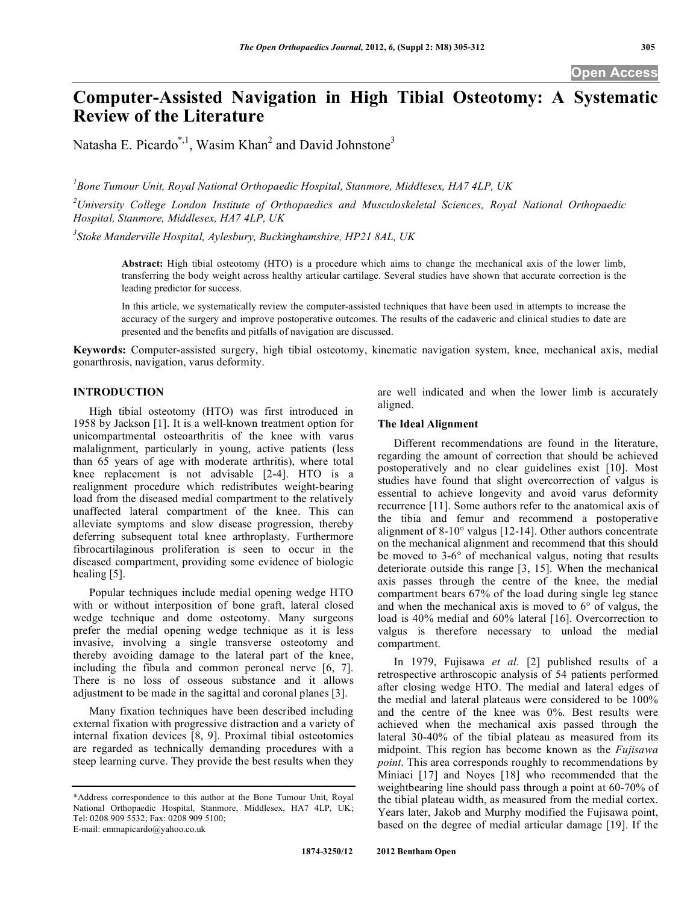# Computer-Assisted Navigation in High Tibial Osteotomy: A Systematic Review of the Literature

Natasha E. Picardo*[,1], Wasim Khan[2] and David Johnstone[3]

[1] *Bone Tumour Unit, Royal National Orthopaedic Hospital, Stanmore, Middlesex, HA7 4LP, UK*

[2] *University College London Institute of Orthopaedics and Musculoskeletal Sciences, Royal National Orthopaedic Hospital, Stanmore, Middlesex, HA7 4LP, UK*

[3] *Stoke Manderville Hospital, Aylesbury, Buckinghamshire, HP21 8AL, UK*

**Abstract:** High tibial osteotomy (HTO) is a procedure which aims to change the mechanical axis of the lower limb, transferring the body weight across healthy articular cartilage. Several studies have shown that accurate correction is the leading predictor for success.

In this article, we systematically review the computer-assisted techniques that have been used in attempts to increase the accuracy of the surgery and improve postoperative outcomes. The results of the cadaveric and clinical studies to date are presented and the benefits and pitfalls of navigation are discussed.

**Keywords:** Computer-assisted surgery, high tibial osteotomy, kinematic navigation system, knee, mechanical axis, medial gonarthrosis, navigation, varus deformity.

## INTRODUCTION

High tibial osteotomy (HTO) was first introduced in 1958 by Jackson [1]. It is a well-known treatment option for unicompartmental osteoarthritis of the knee with varus malalignment, particularly in young, active patients (less than 65 years of age with moderate arthritis), where total knee replacement is not advisable [2-4]. HTO is a realignment procedure which redistributes weight-bearing load from the diseased medial compartment to the relatively unaffected lateral compartment of the knee. This can alleviate symptoms and slow disease progression, thereby deferring subsequent total knee arthroplasty. Furthermore fibrocartilaginous proliferation is seen to occur in the diseased compartment, providing some evidence of biologic healing [5].

Popular techniques include medial opening wedge HTO with or without interposition of bone graft, lateral closed wedge technique and dome osteotomy. Many surgeons prefer the medial opening wedge technique as it is less invasive, involving a single transverse osteotomy and thereby avoiding damage to the lateral part of the knee, including the fibula and common peroneal nerve [6, 7]. There is no loss of osseous substance and it allows adjustment to be made in the sagittal and coronal planes [3].

Many fixation techniques have been described including external fixation with progressive distraction and a variety of internal fixation devices [8, 9]. Proximal tibial osteotomies are regarded as technically demanding procedures with a steep learning curve. They provide the best results when they are well indicated and when the lower limb is accurately aligned.

### The Ideal Alignment

Different recommendations are found in the literature, regarding the amount of correction that should be achieved postoperatively and no clear guidelines exist [10]. Most studies have found that slight overcorrection of valgus is essential to achieve longevity and avoid varus deformity recurrence [11]. Some authors refer to the anatomical axis of the tibia and femur and recommend a postoperative alignment of 8-10° valgus [12-14]. Other authors concentrate on the mechanical alignment and recommend that this should be moved to 3-6° of mechanical valgus, noting that results deteriorate outside this range [3, 15]. When the mechanical axis passes through the centre of the knee, the medial compartment bears 67% of the load during single leg stance and when the mechanical axis is moved to 6° of valgus, the load is 40% medial and 60% lateral [16]. Overcorrection to valgus is therefore necessary to unload the medial compartment.

In 1979, Fujisawa *et al.* [2] published results of a retrospective arthroscopic analysis of 54 patients performed after closing wedge HTO. The medial and lateral edges of the medial and lateral plateaus were considered to be 100% and the centre of the knee was 0%. Best results were achieved when the mechanical axis passed through the lateral 30-40% of the tibial plateau as measured from its midpoint. This region has become known as the *Fujisawa point*. This area corresponds roughly to recommendations by Miniaci [17] and Noyes [18] who recommended that the weightbearing line should pass through a point at 60-70% of the tibial plateau width, as measured from the medial cortex. Years later, Jakob and Murphy modified the Fujisawa point, based on the degree of medial articular damage [19]. If the

---

*Address correspondence to this author at the Bone Tumour Unit, Royal National Orthopaedic Hospital, Stanmore, Middlesex, HA7 4LP, UK; Tel: 0208 909 5532; Fax: 0208 909 5100;
E-mail: emmapicardo@yahoo.co.uk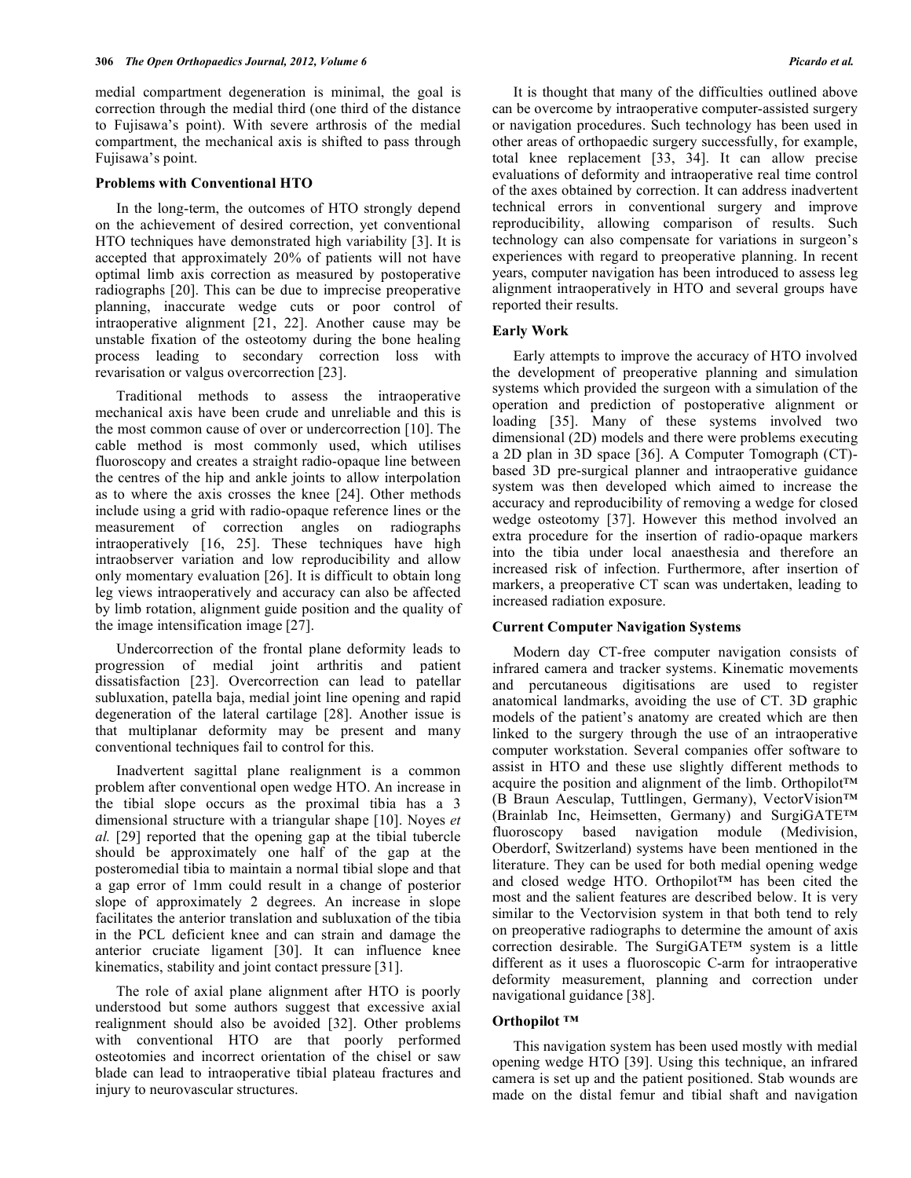medial compartment degeneration is minimal, the goal is correction through the medial third (one third of the distance to Fujisawa's point). With severe arthrosis of the medial compartment, the mechanical axis is shifted to pass through Fujisawa's point.

## Problems with Conventional HTO

In the long-term, the outcomes of HTO strongly depend on the achievement of desired correction, yet conventional HTO techniques have demonstrated high variability [3]. It is accepted that approximately 20% of patients will not have optimal limb axis correction as measured by postoperative radiographs [20]. This can be due to imprecise preoperative planning, inaccurate wedge cuts or poor control of intraoperative alignment [21, 22]. Another cause may be unstable fixation of the osteotomy during the bone healing process leading to secondary correction loss with revarisation or valgus overcorrection [23].

Traditional methods to assess the intraoperative mechanical axis have been crude and unreliable and this is the most common cause of over or undercorrection [10]. The cable method is most commonly used, which utilises fluoroscopy and creates a straight radio-opaque line between the centres of the hip and ankle joints to allow interpolation as to where the axis crosses the knee [24]. Other methods include using a grid with radio-opaque reference lines or the measurement of correction angles on radiographs intraoperatively [16, 25]. These techniques have high intraobserver variation and low reproducibility and allow only momentary evaluation [26]. It is difficult to obtain long leg views intraoperatively and accuracy can also be affected by limb rotation, alignment guide position and the quality of the image intensification image [27].

Undercorrection of the frontal plane deformity leads to progression of medial joint arthritis and patient dissatisfaction [23]. Overcorrection can lead to patellar subluxation, patella baja, medial joint line opening and rapid degeneration of the lateral cartilage [28]. Another issue is that multiplanar deformity may be present and many conventional techniques fail to control for this.

Inadvertent sagittal plane realignment is a common problem after conventional open wedge HTO. An increase in the tibial slope occurs as the proximal tibia has a 3 dimensional structure with a triangular shape [10]. Noyes *et al.* [29] reported that the opening gap at the tibial tubercle should be approximately one half of the gap at the posteromedial tibia to maintain a normal tibial slope and that a gap error of 1mm could result in a change of posterior slope of approximately 2 degrees. An increase in slope facilitates the anterior translation and subluxation of the tibia in the PCL deficient knee and can strain and damage the anterior cruciate ligament [30]. It can influence knee kinematics, stability and joint contact pressure [31].

The role of axial plane alignment after HTO is poorly understood but some authors suggest that excessive axial realignment should also be avoided [32]. Other problems with conventional HTO are that poorly performed osteotomies and incorrect orientation of the chisel or saw blade can lead to intraoperative tibial plateau fractures and injury to neurovascular structures.

It is thought that many of the difficulties outlined above can be overcome by intraoperative computer-assisted surgery or navigation procedures. Such technology has been used in other areas of orthopaedic surgery successfully, for example, total knee replacement [33, 34]. It can allow precise evaluations of deformity and intraoperative real time control of the axes obtained by correction. It can address inadvertent technical errors in conventional surgery and improve reproducibility, allowing comparison of results. Such technology can also compensate for variations in surgeon's experiences with regard to preoperative planning. In recent years, computer navigation has been introduced to assess leg alignment intraoperatively in HTO and several groups have reported their results.

## Early Work

Early attempts to improve the accuracy of HTO involved the development of preoperative planning and simulation systems which provided the surgeon with a simulation of the operation and prediction of postoperative alignment or loading [35]. Many of these systems involved two dimensional (2D) models and there were problems executing a 2D plan in 3D space [36]. A Computer Tomograph (CT)-based 3D pre-surgical planner and intraoperative guidance system was then developed which aimed to increase the accuracy and reproducibility of removing a wedge for closed wedge osteotomy [37]. However this method involved an extra procedure for the insertion of radio-opaque markers into the tibia under local anaesthesia and therefore an increased risk of infection. Furthermore, after insertion of markers, a preoperative CT scan was undertaken, leading to increased radiation exposure.

## Current Computer Navigation Systems

Modern day CT-free computer navigation consists of infrared camera and tracker systems. Kinematic movements and percutaneous digitisations are used to register anatomical landmarks, avoiding the use of CT. 3D graphic models of the patient's anatomy are created which are then linked to the surgery through the use of an intraoperative computer workstation. Several companies offer software to assist in HTO and these use slightly different methods to acquire the position and alignment of the limb. Orthopilot™ (B Braun Aesculap, Tuttlingen, Germany), VectorVision™ (Brainlab Inc, Heimsetten, Germany) and SurgiGATE™ fluoroscopy based navigation module (Medivision, Oberdorf, Switzerland) systems have been mentioned in the literature. They can be used for both medial opening wedge and closed wedge HTO. Orthopilot™ has been cited the most and the salient features are described below. It is very similar to the Vectorvision system in that both tend to rely on preoperative radiographs to determine the amount of axis correction desirable. The SurgiGATE™ system is a little different as it uses a fluoroscopic C-arm for intraoperative deformity measurement, planning and correction under navigational guidance [38].

## Orthopilot ™

This navigation system has been used mostly with medial opening wedge HTO [39]. Using this technique, an infrared camera is set up and the patient positioned. Stab wounds are made on the distal femur and tibial shaft and navigation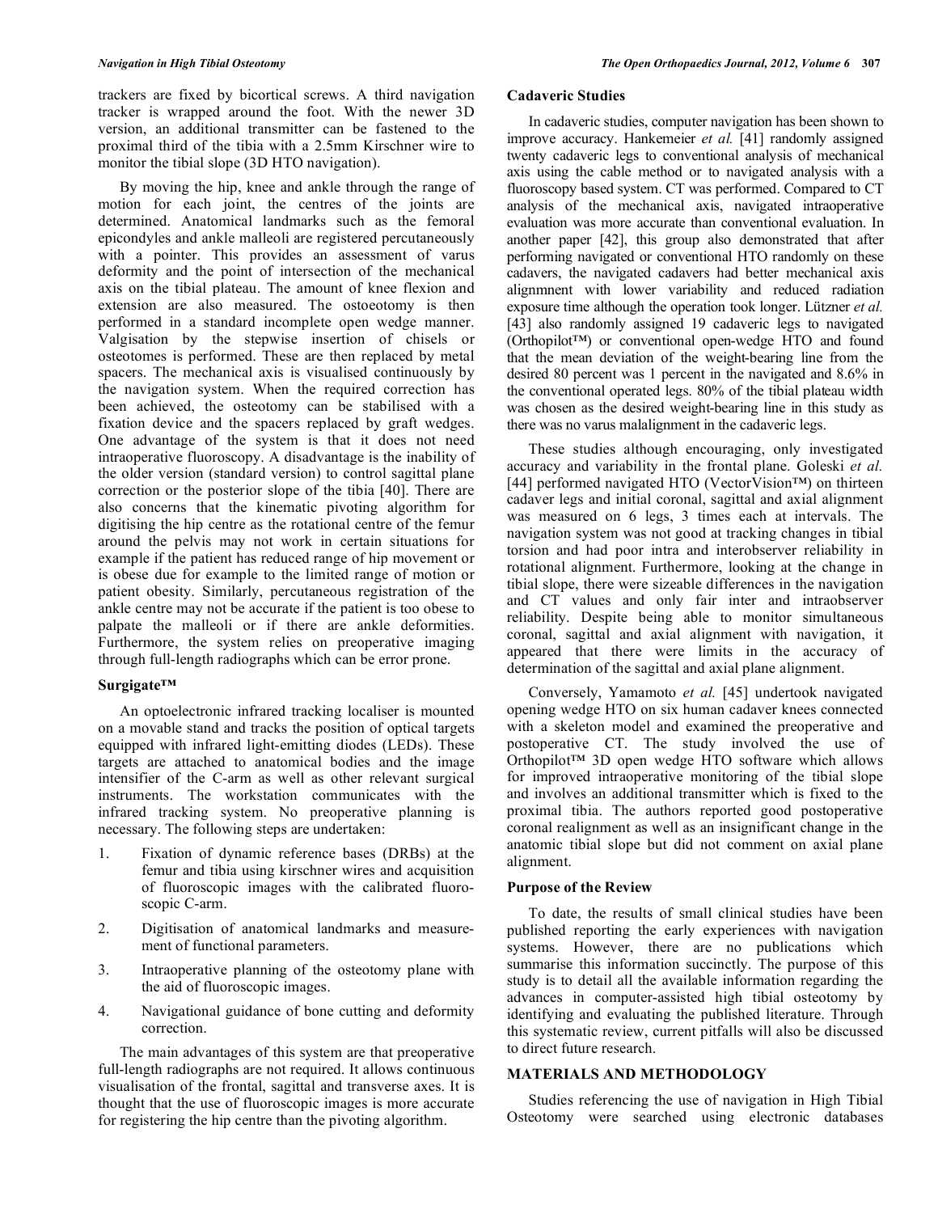trackers are fixed by bicortical screws. A third navigation tracker is wrapped around the foot. With the newer 3D version, an additional transmitter can be fastened to the proximal third of the tibia with a 2.5mm Kirschner wire to monitor the tibial slope (3D HTO navigation).

By moving the hip, knee and ankle through the range of motion for each joint, the centres of the joints are determined. Anatomical landmarks such as the femoral epicondyles and ankle malleoli are registered percutaneously with a pointer. This provides an assessment of varus deformity and the point of intersection of the mechanical axis on the tibial plateau. The amount of knee flexion and extension are also measured. The ostoeotomy is then performed in a standard incomplete open wedge manner. Valgisation by the stepwise insertion of chisels or osteotomes is performed. These are then replaced by metal spacers. The mechanical axis is visualised continuously by the navigation system. When the required correction has been achieved, the osteotomy can be stabilised with a fixation device and the spacers replaced by graft wedges. One advantage of the system is that it does not need intraoperative fluoroscopy. A disadvantage is the inability of the older version (standard version) to control sagittal plane correction or the posterior slope of the tibia [40]. There are also concerns that the kinematic pivoting algorithm for digitising the hip centre as the rotational centre of the femur around the pelvis may not work in certain situations for example if the patient has reduced range of hip movement or is obese due for example to the limited range of motion or patient obesity. Similarly, percutaneous registration of the ankle centre may not be accurate if the patient is too obese to palpate the malleoli or if there are ankle deformities. Furthermore, the system relies on preoperative imaging through full-length radiographs which can be error prone.

### Surgigate™

An optoelectronic infrared tracking localiser is mounted on a movable stand and tracks the position of optical targets equipped with infrared light-emitting diodes (LEDs). These targets are attached to anatomical bodies and the image intensifier of the C-arm as well as other relevant surgical instruments. The workstation communicates with the infrared tracking system. No preoperative planning is necessary. The following steps are undertaken:

1. Fixation of dynamic reference bases (DRBs) at the femur and tibia using kirschner wires and acquisition of fluoroscopic images with the calibrated fluoroscopic C-arm.
2. Digitisation of anatomical landmarks and measurement of functional parameters.
3. Intraoperative planning of the osteotomy plane with the aid of fluoroscopic images.
4. Navigational guidance of bone cutting and deformity correction.

The main advantages of this system are that preoperative full-length radiographs are not required. It allows continuous visualisation of the frontal, sagittal and transverse axes. It is thought that the use of fluoroscopic images is more accurate for registering the hip centre than the pivoting algorithm.

### Cadaveric Studies

In cadaveric studies, computer navigation has been shown to improve accuracy. Hankemeier *et al.* [41] randomly assigned twenty cadaveric legs to conventional analysis of mechanical axis using the cable method or to navigated analysis with a fluoroscopy based system. CT was performed. Compared to CT analysis of the mechanical axis, navigated intraoperative evaluation was more accurate than conventional evaluation. In another paper [42], this group also demonstrated that after performing navigated or conventional HTO randomly on these cadavers, the navigated cadavers had better mechanical axis alignmnent with lower variability and reduced radiation exposure time although the operation took longer. Lützner *et al.* [43] also randomly assigned 19 cadaveric legs to navigated (Orthopilot™) or conventional open-wedge HTO and found that the mean deviation of the weight-bearing line from the desired 80 percent was 1 percent in the navigated and 8.6% in the conventional operated legs. 80% of the tibial plateau width was chosen as the desired weight-bearing line in this study as there was no varus malalignment in the cadaveric legs.

These studies although encouraging, only investigated accuracy and variability in the frontal plane. Goleski *et al.* [44] performed navigated HTO (VectorVision™) on thirteen cadaver legs and initial coronal, sagittal and axial alignment was measured on 6 legs, 3 times each at intervals. The navigation system was not good at tracking changes in tibial torsion and had poor intra and interobserver reliability in rotational alignment. Furthermore, looking at the change in tibial slope, there were sizeable differences in the navigation and CT values and only fair inter and intraobserver reliability. Despite being able to monitor simultaneous coronal, sagittal and axial alignment with navigation, it appeared that there were limits in the accuracy of determination of the sagittal and axial plane alignment.

Conversely, Yamamoto *et al.* [45] undertook navigated opening wedge HTO on six human cadaver knees connected with a skeleton model and examined the preoperative and postoperative CT. The study involved the use of Orthopilot™ 3D open wedge HTO software which allows for improved intraoperative monitoring of the tibial slope and involves an additional transmitter which is fixed to the proximal tibia. The authors reported good postoperative coronal realignment as well as an insignificant change in the anatomic tibial slope but did not comment on axial plane alignment.

### Purpose of the Review

To date, the results of small clinical studies have been published reporting the early experiences with navigation systems. However, there are no publications which summarise this information succinctly. The purpose of this study is to detail all the available information regarding the advances in computer-assisted high tibial osteotomy by identifying and evaluating the published literature. Through this systematic review, current pitfalls will also be discussed to direct future research.

## MATERIALS AND METHODOLOGY

Studies referencing the use of navigation in High Tibial Osteotomy were searched using electronic databases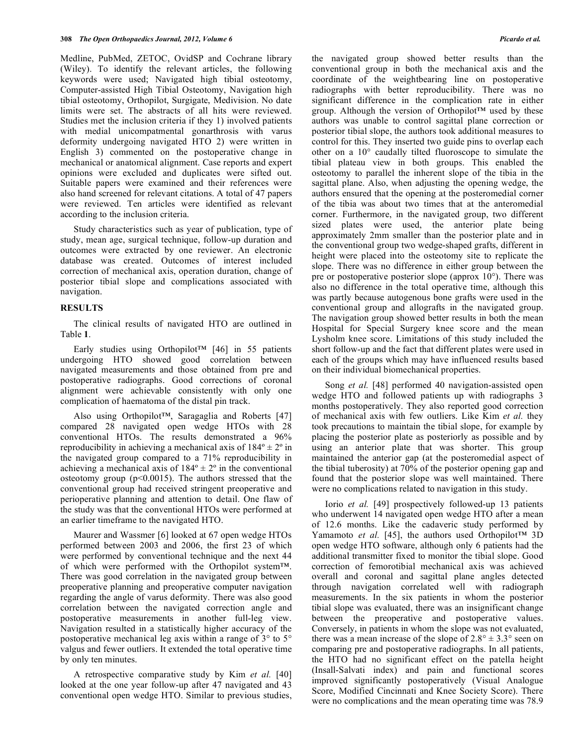Medline, PubMed, ZETOC, OvidSP and Cochrane library (Wiley). To identify the relevant articles, the following keywords were used; Navigated high tibial osteotomy, Computer-assisted High Tibial Osteotomy, Navigation high tibial osteotomy, Orthopilot, Surgigate, Medivision. No date limits were set. The abstracts of all hits were reviewed. Studies met the inclusion criteria if they 1) involved patients with medial unicompatmental gonarthrosis with varus deformity undergoing navigated HTO 2) were written in English 3) commented on the postoperative change in mechanical or anatomical alignment. Case reports and expert opinions were excluded and duplicates were sifted out. Suitable papers were examined and their references were also hand screened for relevant citations. A total of 47 papers were reviewed. Ten articles were identified as relevant according to the inclusion criteria.

Study characteristics such as year of publication, type of study, mean age, surgical technique, follow-up duration and outcomes were extracted by one reviewer. An electronic database was created. Outcomes of interest included correction of mechanical axis, operation duration, change of posterior tibial slope and complications associated with navigation.

## RESULTS

The clinical results of navigated HTO are outlined in Table **1**.

Early studies using Orthopilot™ [46] in 55 patients undergoing HTO showed good correlation between navigated measurements and those obtained from pre and postoperative radiographs. Good corrections of coronal alignment were achievable consistently with only one complication of haematoma of the distal pin track.

Also using Orthopilot™, Saragaglia and Roberts [47] compared 28 navigated open wedge HTOs with 28 conventional HTOs. The results demonstrated a 96% reproducibility in achieving a mechanical axis of 184º ± 2º in the navigated group compared to a 71% reproducibility in achieving a mechanical axis of 184º ± 2º in the conventional osteotomy group ($p<0.0015$). The authors stressed that the conventional group had received stringent preoperative and perioperative planning and attention to detail. One flaw of the study was that the conventional HTOs were performed at an earlier timeframe to the navigated HTO.

Maurer and Wassmer [6] looked at 67 open wedge HTOs performed between 2003 and 2006, the first 23 of which were performed by conventional technique and the next 44 of which were performed with the Orthopilot system™. There was good correlation in the navigated group between preoperative planning and preoperative computer navigation regarding the angle of varus deformity. There was also good correlation between the navigated correction angle and postoperative measurements in another full-leg view. Navigation resulted in a statistically higher accuracy of the postoperative mechanical leg axis within a range of 3° to 5° valgus and fewer outliers. It extended the total operative time by only ten minutes.

A retrospective comparative study by Kim *et al.* [40] looked at the one year follow-up after 47 navigated and 43 conventional open wedge HTO. Similar to previous studies, the navigated group showed better results than the conventional group in both the mechanical axis and the coordinate of the weightbearing line on postoperative radiographs with better reproducibility. There was no significant difference in the complication rate in either group. Although the version of Orthopilot™ used by these authors was unable to control sagittal plane correction or posterior tibial slope, the authors took additional measures to control for this. They inserted two guide pins to overlap each other on a 10° caudally tilted fluoroscope to simulate the tibial plateau view in both groups. This enabled the osteotomy to parallel the inherent slope of the tibia in the sagittal plane. Also, when adjusting the opening wedge, the authors ensured that the opening at the posteromedial corner of the tibia was about two times that at the anteromedial corner. Furthermore, in the navigated group, two different sized plates were used, the anterior plate being approximately 2mm smaller than the posterior plate and in the conventional group two wedge-shaped grafts, different in height were placed into the osteotomy site to replicate the slope. There was no difference in either group between the pre or postoperative posterior slope (approx 10°). There was also no difference in the total operative time, although this was partly because autogenous bone grafts were used in the conventional group and allografts in the navigated group. The navigation group showed better results in both the mean Hospital for Special Surgery knee score and the mean Lysholm knee score. Limitations of this study included the short follow-up and the fact that different plates were used in each of the groups which may have influenced results based on their individual biomechanical properties.

Song *et al.* [48] performed 40 navigation-assisted open wedge HTO and followed patients up with radiographs 3 months postoperatively. They also reported good correction of mechanical axis with few outliers. Like Kim *et al.* they took precautions to maintain the tibial slope, for example by placing the posterior plate as posteriorly as possible and by using an anterior plate that was shorter. This group maintained the anterior gap (at the posteromedial aspect of the tibial tuberosity) at 70% of the posterior opening gap and found that the posterior slope was well maintained. There were no complications related to navigation in this study.

Iorio *et al.* [49] prospectively followed-up 13 patients who underwent 14 navigated open wedge HTO after a mean of 12.6 months. Like the cadaveric study performed by Yamamoto *et al.* [45], the authors used Orthopilot™ 3D open wedge HTO software, although only 6 patients had the additional transmitter fixed to monitor the tibial slope. Good correction of femorotibial mechanical axis was achieved overall and coronal and sagittal plane angles detected through navigation correlated well with radiograph measurements. In the six patients in whom the posterior tibial slope was evaluated, there was an insignificant change between the preoperative and postoperative values. Conversely, in patients in whom the slope was not evaluated, there was a mean increase of the slope of 2.8° ± 3.3° seen on comparing pre and postoperative radiographs. In all patients, the HTO had no significant effect on the patella height (Insall-Salvati index) and pain and functional scores improved significantly postoperatively (Visual Analogue Score, Modified Cincinnati and Knee Society Score). There were no complications and the mean operating time was 78.9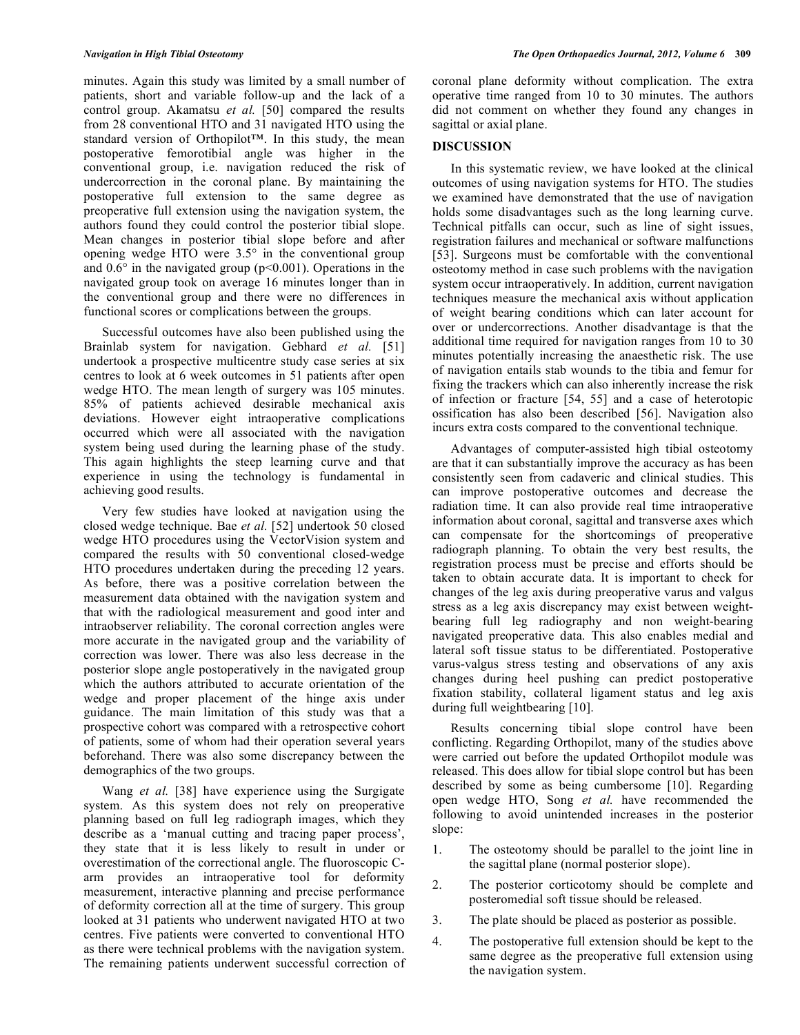minutes. Again this study was limited by a small number of patients, short and variable follow-up and the lack of a control group. Akamatsu *et al.* [50] compared the results from 28 conventional HTO and 31 navigated HTO using the standard version of Orthopilot™. In this study, the mean postoperative femorotibial angle was higher in the conventional group, i.e. navigation reduced the risk of undercorrection in the coronal plane. By maintaining the postoperative full extension to the same degree as preoperative full extension using the navigation system, the authors found they could control the posterior tibial slope. Mean changes in posterior tibial slope before and after opening wedge HTO were 3.5° in the conventional group and 0.6° in the navigated group ($p<0.001$). Operations in the navigated group took on average 16 minutes longer than in the conventional group and there were no differences in functional scores or complications between the groups.

Successful outcomes have also been published using the Brainlab system for navigation. Gebhard *et al.* [51] undertook a prospective multicentre study case series at six centres to look at 6 week outcomes in 51 patients after open wedge HTO. The mean length of surgery was 105 minutes. 85% of patients achieved desirable mechanical axis deviations. However eight intraoperative complications occurred which were all associated with the navigation system being used during the learning phase of the study. This again highlights the steep learning curve and that experience in using the technology is fundamental in achieving good results.

Very few studies have looked at navigation using the closed wedge technique. Bae *et al.* [52] undertook 50 closed wedge HTO procedures using the VectorVision system and compared the results with 50 conventional closed-wedge HTO procedures undertaken during the preceding 12 years. As before, there was a positive correlation between the measurement data obtained with the navigation system and that with the radiological measurement and good inter and intraobserver reliability. The coronal correction angles were more accurate in the navigated group and the variability of correction was lower. There was also less decrease in the posterior slope angle postoperatively in the navigated group which the authors attributed to accurate orientation of the wedge and proper placement of the hinge axis under guidance. The main limitation of this study was that a prospective cohort was compared with a retrospective cohort of patients, some of whom had their operation several years beforehand. There was also some discrepancy between the demographics of the two groups.

Wang *et al.* [38] have experience using the Surgigate system. As this system does not rely on preoperative planning based on full leg radiograph images, which they describe as a 'manual cutting and tracing paper process', they state that it is less likely to result in under or overestimation of the correctional angle. The fluoroscopic C-arm provides an intraoperative tool for deformity measurement, interactive planning and precise performance of deformity correction all at the time of surgery. This group looked at 31 patients who underwent navigated HTO at two centres. Five patients were converted to conventional HTO as there were technical problems with the navigation system. The remaining patients underwent successful correction of coronal plane deformity without complication. The extra operative time ranged from 10 to 30 minutes. The authors did not comment on whether they found any changes in sagittal or axial plane.

## DISCUSSION

In this systematic review, we have looked at the clinical outcomes of using navigation systems for HTO. The studies we examined have demonstrated that the use of navigation holds some disadvantages such as the long learning curve. Technical pitfalls can occur, such as line of sight issues, registration failures and mechanical or software malfunctions [53]. Surgeons must be comfortable with the conventional osteotomy method in case such problems with the navigation system occur intraoperatively. In addition, current navigation techniques measure the mechanical axis without application of weight bearing conditions which can later account for over or undercorrections. Another disadvantage is that the additional time required for navigation ranges from 10 to 30 minutes potentially increasing the anaesthetic risk. The use of navigation entails stab wounds to the tibia and femur for fixing the trackers which can also inherently increase the risk of infection or fracture [54, 55] and a case of heterotopic ossification has also been described [56]. Navigation also incurs extra costs compared to the conventional technique.

Advantages of computer-assisted high tibial osteotomy are that it can substantially improve the accuracy as has been consistently seen from cadaveric and clinical studies. This can improve postoperative outcomes and decrease the radiation time. It can also provide real time intraoperative information about coronal, sagittal and transverse axes which can compensate for the shortcomings of preoperative radiograph planning. To obtain the very best results, the registration process must be precise and efforts should be taken to obtain accurate data. It is important to check for changes of the leg axis during preoperative varus and valgus stress as a leg axis discrepancy may exist between weight-bearing full leg radiography and non weight-bearing navigated preoperative data. This also enables medial and lateral soft tissue status to be differentiated. Postoperative varus-valgus stress testing and observations of any axis changes during heel pushing can predict postoperative fixation stability, collateral ligament status and leg axis during full weightbearing [10].

Results concerning tibial slope control have been conflicting. Regarding Orthopilot, many of the studies above were carried out before the updated Orthopilot module was released. This does allow for tibial slope control but has been described by some as being cumbersome [10]. Regarding open wedge HTO, Song *et al.* have recommended the following to avoid unintended increases in the posterior slope:

1. The osteotomy should be parallel to the joint line in the sagittal plane (normal posterior slope).
2. The posterior corticotomy should be complete and posteromedial soft tissue should be released.
3. The plate should be placed as posterior as possible.
4. The postoperative full extension should be kept to the same degree as the preoperative full extension using the navigation system.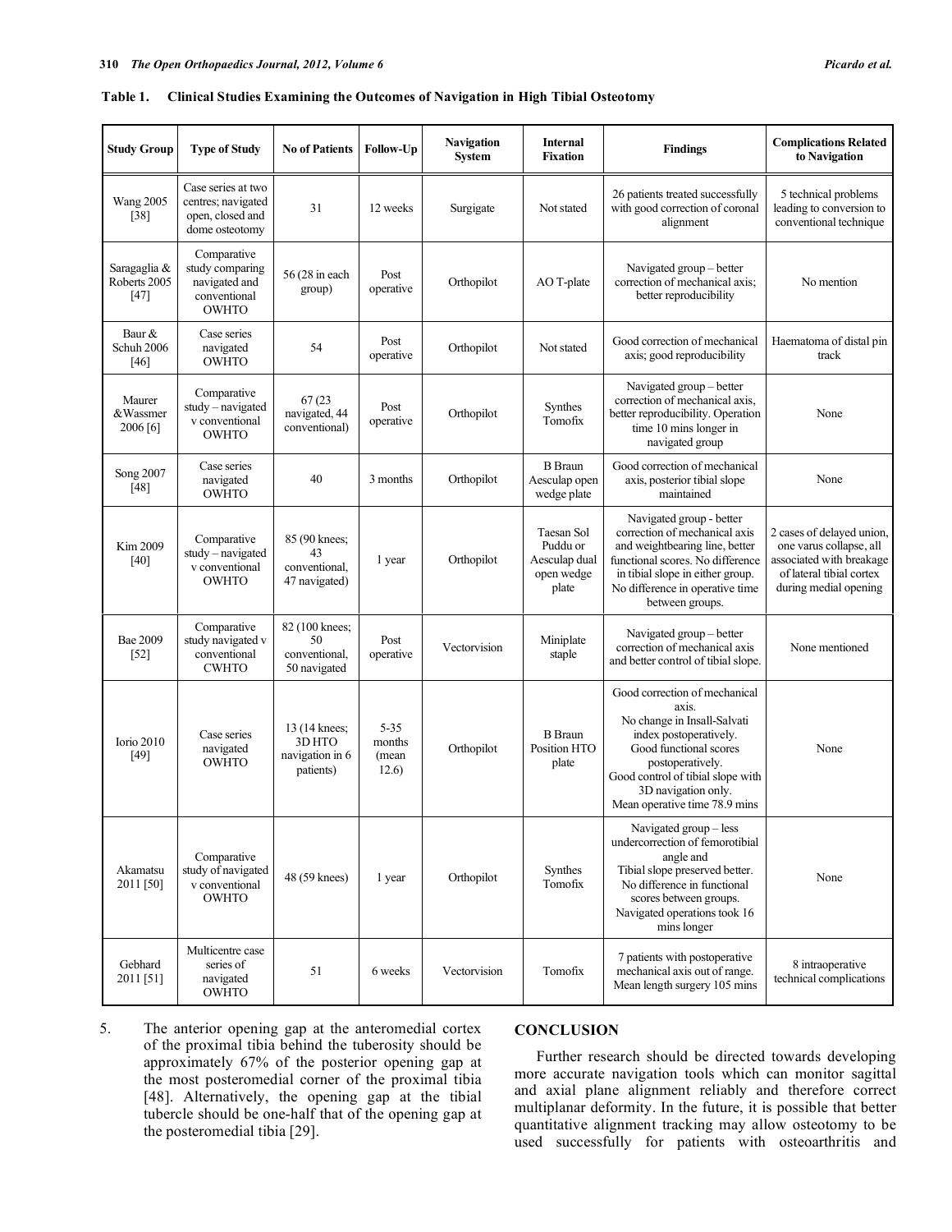**Table 1. Clinical Studies Examining the Outcomes of Navigation in High Tibial Osteotomy**

| Study Group | Type of Study | No of Patients | Follow-Up | Navigation System | Internal Fixation | Findings | Complications Related to Navigation |
|---|---|---|---|---|---|---|---|
| Wang 2005 [38] | Case series at two centres; navigated open, closed and dome osteotomy | 31 | 12 weeks | Surgigate | Not stated | 26 patients treated successfully with good correction of coronal alignment | 5 technical problems leading to conversion to conventional technique |
| Saragaglia & Roberts 2005 [47] | Comparative study comparing navigated and conventional OWHTO | 56 (28 in each group) | Post operative | Orthopilot | AO T-plate | Navigated group – better correction of mechanical axis; better reproducibility | No mention |
| Baur & Schuh 2006 [46] | Case series navigated OWHTO | 54 | Post operative | Orthopilot | Not stated | Good correction of mechanical axis; good reproducibility | Haematoma of distal pin track |
| Maurer &Wassmer 2006 [6] | Comparative study – navigated v conventional OWHTO | 67 (23 navigated, 44 conventional) | Post operative | Orthopilot | Synthes Tomofix | Navigated group – better correction of mechanical axis, better reproducibility. Operation time 10 mins longer in navigated group | None |
| Song 2007 [48] | Case series navigated OWHTO | 40 | 3 months | Orthopilot | B Braun Aesculap open wedge plate | Good correction of mechanical axis, posterior tibial slope maintained | None |
| Kim 2009 [40] | Comparative study – navigated v conventional OWHTO | 85 (90 knees; 43 conventional, 47 navigated) | 1 year | Orthopilot | Taesan Sol Puddu or Aesculap dual open wedge plate | Navigated group - better correction of mechanical axis and weightbearing line, better functional scores. No difference in tibial slope in either group. No difference in operative time between groups. | 2 cases of delayed union, one varus collapse, all associated with breakage of lateral tibial cortex during medial opening |
| Bae 2009 [52] | Comparative study navigated v conventional CWHTO | 82 (100 knees; 50 conventional, 50 navigated) | Post operative | Vectorvision | Miniplate staple | Navigated group – better correction of mechanical axis and better control of tibial slope. | None mentioned |
| Iorio 2010 [49] | Case series navigated OWHTO | 13 (14 knees; 3D HTO navigation in 6 patients) | 5-35 months (mean 12.6) | Orthopilot | B Braun Position HTO plate | Good correction of mechanical axis. No change in Insall-Salvati index postoperatively. Good functional scores postoperatively. Good control of tibial slope with 3D navigation only. Mean operative time 78.9 mins | None |
| Akamatsu 2011 [50] | Comparative study of navigated v conventional OWHTO | 48 (59 knees) | 1 year | Orthopilot | Synthes Tomofix | Navigated group – less undercorrection of femorotibial angle and Tibial slope preserved better. No difference in functional scores between groups. Navigated operations took 16 mins longer | None |
| Gebhard 2011 [51] | Multicentre case series of navigated OWHTO | 51 | 6 weeks | Vectorvision | Tomofix | 7 patients with postoperative mechanical axis out of range. Mean length surgery 105 mins | 8 intraoperative technical complications |

5. The anterior opening gap at the anteromedial cortex of the proximal tibia behind the tuberosity should be approximately 67% of the posterior opening gap at the most posteromedial corner of the proximal tibia [48]. Alternatively, the opening gap at the tibial tubercle should be one-half that of the opening gap at the posteromedial tibia [29].

## CONCLUSION

Further research should be directed towards developing more accurate navigation tools which can monitor sagittal and axial plane alignment reliably and therefore correct multiplanar deformity. In the future, it is possible that better quantitative alignment tracking may allow osteotomy to be used successfully for patients with osteoarthritis and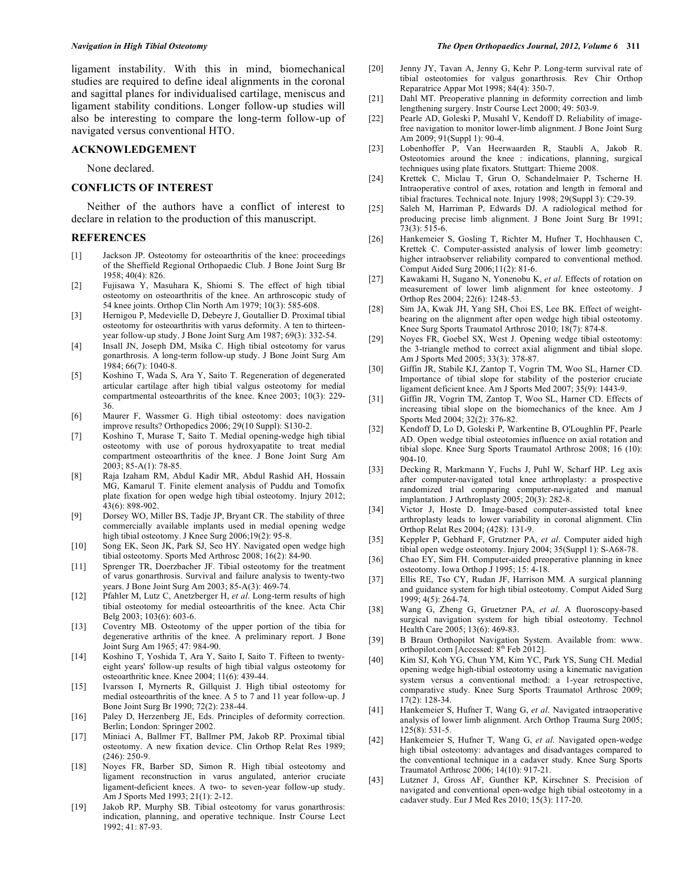ligament instability. With this in mind, biomechanical studies are required to define ideal alignments in the coronal and sagittal planes for individualised cartilage, meniscus and ligament stability conditions. Longer follow-up studies will also be interesting to compare the long-term follow-up of navigated versus conventional HTO.

## ACKNOWLEDGEMENT

None declared.

## CONFLICTS OF INTEREST

Neither of the authors have a conflict of interest to declare in relation to the production of this manuscript.

## REFERENCES

[1] Jackson JP. Osteotomy for osteoarthritis of the knee: proceedings of the Sheffield Regional Orthopaedic Club. J Bone Joint Surg Br 1958; 40(4): 826.

[2] Fujisawa Y, Masuhara K, Shiomi S. The effect of high tibial osteotomy on osteoarthritis of the knee. An arthroscopic study of 54 knee joints. Orthop Clin North Am 1979; 10(3): 585-608.

[3] Hernigou P, Medevielle D, Debeyre J, Goutallier D. Proximal tibial osteotomy for osteoarthritis with varus deformity. A ten to thirteen-year follow-up study. J Bone Joint Surg Am 1987; 69(3): 332-54.

[4] Insall JN, Joseph DM, Msika C. High tibial osteotomy for varus gonarthrosis. A long-term follow-up study. J Bone Joint Surg Am 1984; 66(7): 1040-8.

[5] Koshino T, Wada S, Ara Y, Saito T. Regeneration of degenerated articular cartilage after high tibial valgus osteotomy for medial compartmental osteoarthritis of the knee. Knee 2003; 10(3): 229-36.

[6] Maurer F, Wassmer G. High tibial osteotomy: does navigation improve results? Orthopedics 2006; 29(10 Suppl): S130-2.

[7] Koshino T, Murase T, Saito T. Medial opening-wedge high tibial osteotomy with use of porous hydroxyapatite to treat medial compartment osteoarthritis of the knee. J Bone Joint Surg Am 2003; 85-A(1): 78-85.

[8] Raja Izaham RM, Abdul Kadir MR, Abdul Rashid AH, Hossain MG, Kamarul T. Finite element analysis of Puddu and Tomofix plate fixation for open wedge high tibial osteotomy. Injury 2012; 43(6): 898-902.

[9] Dorsey WO, Miller BS, Tadje JP, Bryant CR. The stability of three commercially available implants used in medial opening wedge high tibial osteotomy. J Knee Surg 2006;19(2): 95-8.

[10] Song EK, Seon JK, Park SJ, Seo HY. Navigated open wedge high tibial osteotomy. Sports Med Arthrosc 2008; 16(2): 84-90.

[11] Sprenger TR, Doerzbacher JF. Tibial osteotomy for the treatment of varus gonarthrosis. Survival and failure analysis to twenty-two years. J Bone Joint Surg Am 2003; 85-A(3): 469-74.

[12] Pfahler M, Lutz C, Anetzberger H, *et al*. Long-term results of high tibial osteotomy for medial osteoarthritis of the knee. Acta Chir Belg 2003; 103(6): 603-6.

[13] Coventry MB. Osteotomy of the upper portion of the tibia for degenerative arthritis of the knee. A preliminary report. J Bone Joint Surg Am 1965; 47: 984-90.

[14] Koshino T, Yoshida T, Ara Y, Saito I, Saito T. Fifteen to twenty-eight years' follow-up results of high tibial valgus osteotomy for osteoarthritic knee. Knee 2004; 11(6): 439-44.

[15] Ivarsson I, Myrnerts R, Gillquist J. High tibial osteotomy for medial osteoarthritis of the knee. A 5 to 7 and 11 year follow-up. J Bone Joint Surg Br 1990; 72(2): 238-44.

[16] Paley D, Herzenberg JE, Eds. Principles of deformity correction. Berlin; London: Springer 2002.

[17] Miniaci A, Ballmer FT, Ballmer PM, Jakob RP. Proximal tibial osteotomy. A new fixation device. Clin Orthop Relat Res 1989; (246): 250-9.

[18] Noyes FR, Barber SD, Simon R. High tibial osteotomy and ligament reconstruction in varus angulated, anterior cruciate ligament-deficient knees. A two- to seven-year follow-up study. Am J Sports Med 1993; 21(1): 2-12.

[19] Jakob RP, Murphy SB. Tibial osteotomy for varus gonarthrosis: indication, planning, and operative technique. Instr Course Lect 1992; 41: 87-93.

[20] Jenny JY, Tavan A, Jenny G, Kehr P. Long-term survival rate of tibial osteotomies for valgus gonarthrosis. Rev Chir Orthop Reparatrice Appar Mot 1998; 84(4): 350-7.

[21] Dahl MT. Preoperative planning in deformity correction and limb lengthening surgery. Instr Course Lect 2000; 49: 503-9.

[22] Pearle AD, Goleski P, Musahl V, Kendoff D. Reliability of image-free navigation to monitor lower-limb alignment. J Bone Joint Surg Am 2009; 91(Suppl 1): 90-4.

[23] Lobenhoffer P, Van Heerwaarden R, Staubli A, Jakob R. Osteotomies around the knee : indications, planning, surgical techniques using plate fixators. Stuttgart: Thieme 2008.

[24] Krettek C, Miclau T, Grun O, Schandelmaier P, Tscherne H. Intraoperative control of axes, rotation and length in femoral and tibial fractures. Technical note. Injury 1998; 29(Suppl 3): C29-39.

[25] Saleh M, Harriman P, Edwards DJ. A radiological method for producing precise limb alignment. J Bone Joint Surg Br 1991; 73(3): 515-6.

[26] Hankemeier S, Gosling T, Richter M, Hufner T, Hochhausen C, Krettek C. Computer-assisted analysis of lower limb geometry: higher intraobserver reliability compared to conventional method. Comput Aided Surg 2006;11(2): 81-6.

[27] Kawakami H, Sugano N, Yonenobu K, *et al*. Effects of rotation on measurement of lower limb alignment for knee osteotomy. J Orthop Res 2004; 22(6): 1248-53.

[28] Sim JA, Kwak JH, Yang SH, Choi ES, Lee BK. Effect of weight-bearing on the alignment after open wedge high tibial osteotomy. Knee Surg Sports Traumatol Arthrosc 2010; 18(7): 874-8.

[29] Noyes FR, Goebel SX, West J. Opening wedge tibial osteotomy: the 3-triangle method to correct axial alignment and tibial slope. Am J Sports Med 2005; 33(3): 378-87.

[30] Giffin JR, Stabile KJ, Zantop T, Vogrin TM, Woo SL, Harner CD. Importance of tibial slope for stability of the posterior cruciate ligament deficient knee. Am J Sports Med 2007; 35(9): 1443-9.

[31] Giffin JR, Vogrin TM, Zantop T, Woo SL, Harner CD. Effects of increasing tibial slope on the biomechanics of the knee. Am J Sports Med 2004; 32(2): 376-82.

[32] Kendoff D, Lo D, Goleski P, Warkentine B, O'Loughlin PF, Pearle AD. Open wedge tibial osteotomies influence on axial rotation and tibial slope. Knee Surg Sports Traumatol Arthrosc 2008; 16 (10): 904-10.

[33] Decking R, Markmann Y, Fuchs J, Puhl W, Scharf HP. Leg axis after computer-navigated total knee arthroplasty: a prospective randomized trial comparing computer-navigated and manual implantation. J Arthroplasty 2005; 20(3): 282-8.

[34] Victor J, Hoste D. Image-based computer-assisted total knee arthroplasty leads to lower variability in coronal alignment. Clin Orthop Relat Res 2004; (428): 131-9.

[35] Keppler P, Gebhard F, Grutzner PA, *et al*. Computer aided high tibial open wedge osteotomy. Injury 2004; 35(Suppl 1): S-A68-78.

[36] Chao EY, Sim FH. Computer-aided preoperative planning in knee osteotomy. Iowa Orthop J 1995; 15: 4-18.

[37] Ellis RE, Tso CY, Rudan JF, Harrison MM. A surgical planning and guidance system for high tibial osteotomy. Comput Aided Surg 1999; 4(5): 264-74.

[38] Wang G, Zheng G, Gruetzner PA, *et al*. A fluoroscopy-based surgical navigation system for high tibial osteotomy. Technol Health Care 2005; 13(6): 469-83.

[39] B Braun Orthopilot Navigation System. Available from: www.orthopilot.com [Accessed: 8th Feb 2012].

[40] Kim SJ, Koh YG, Chun YM, Kim YC, Park YS, Sung CH. Medial opening wedge high-tibial osteotomy using a kinematic navigation system versus a conventional method: a 1-year retrospective, comparative study. Knee Surg Sports Traumatol Arthrosc 2009; 17(2): 128-34.

[41] Hankemeier S, Hufner T, Wang G, *et al*. Navigated intraoperative analysis of lower limb alignment. Arch Orthop Trauma Surg 2005; 125(8): 531-5.

[42] Hankemeier S, Hufner T, Wang G, *et al*. Navigated open-wedge high tibial osteotomy: advantages and disadvantages compared to the conventional technique in a cadaver study. Knee Surg Sports Traumatol Arthrosc 2006; 14(10): 917-21.

[43] Lutzner J, Gross AF, Gunther KP, Kirschner S. Precision of navigated and conventional open-wedge high tibial osteotomy in a cadaver study. Eur J Med Res 2010; 15(3): 117-20.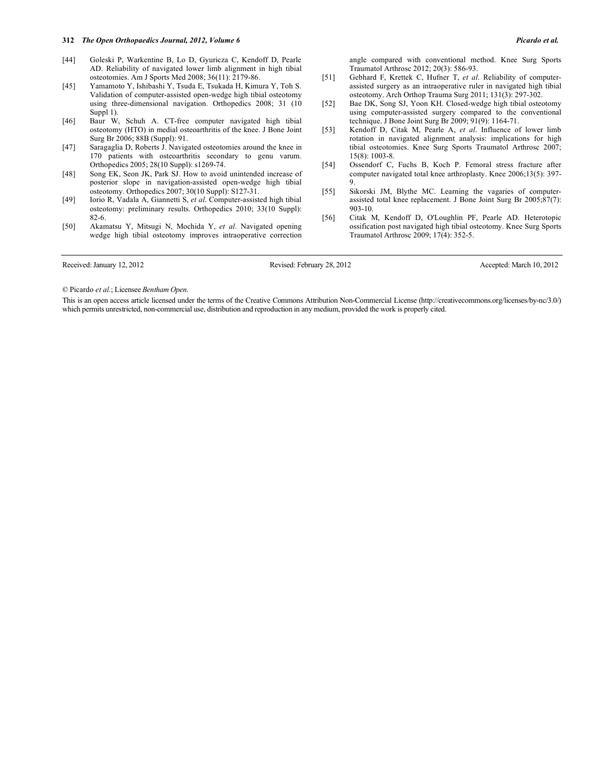[44] Goleski P, Warkentine B, Lo D, Gyuricza C, Kendoff D, Pearle AD. Reliability of navigated lower limb alignment in high tibial osteotomies. Am J Sports Med 2008; 36(11): 2179-86.

[45] Yamamoto Y, Ishibashi Y, Tsuda E, Tsukada H, Kimura Y, Toh S. Validation of computer-assisted open-wedge high tibial osteotomy using three-dimensional navigation. Orthopedics 2008; 31 (10 Suppl 1).

[46] Baur W, Schuh A. CT-free computer navigated high tibial osteotomy (HTO) in medial osteoarthritis of the knee. J Bone Joint Surg Br 2006; 88B (Suppl): 91.

[47] Saragaglia D, Roberts J. Navigated osteotomies around the knee in 170 patients with osteoarthritis secondary to genu varum. Orthopedics 2005; 28(10 Suppl): s1269-74.

[48] Song EK, Seon JK, Park SJ. How to avoid unintended increase of posterior slope in navigation-assisted open-wedge high tibial osteotomy. Orthopedics 2007; 30(10 Suppl): S127-31.

[49] Iorio R, Vadala A, Giannetti S, *et al*. Computer-assisted high tibial osteotomy: preliminary results. Orthopedics 2010; 33(10 Suppl): 82-6.

[50] Akamatsu Y, Mitsugi N, Mochida Y, *et al*. Navigated opening wedge high tibial osteotomy improves intraoperative correction angle compared with conventional method. Knee Surg Sports Traumatol Arthrosc 2012; 20(3): 586-93.

[51] Gebhard F, Krettek C, Hufner T, *et al*. Reliability of computer-assisted surgery as an intraoperative ruler in navigated high tibial osteotomy. Arch Orthop Trauma Surg 2011; 131(3): 297-302.

[52] Bae DK, Song SJ, Yoon KH. Closed-wedge high tibial osteotomy using computer-assisted surgery compared to the conventional technique. J Bone Joint Surg Br 2009; 91(9): 1164-71.

[53] Kendoff D, Citak M, Pearle A, *et al*. Influence of lower limb rotation in navigated alignment analysis: implications for high tibial osteotomies. Knee Surg Sports Traumatol Arthrosc 2007; 15(8): 1003-8.

[54] Ossendorf C, Fuchs B, Koch P. Femoral stress fracture after computer navigated total knee arthroplasty. Knee 2006;13(5): 397-9.

[55] Sikorski JM, Blythe MC. Learning the vagaries of computer-assisted total knee replacement. J Bone Joint Surg Br 2005;87(7): 903-10.

[56] Citak M, Kendoff D, O'Loughlin PF, Pearle AD. Heterotopic ossification post navigated high tibial osteotomy. Knee Surg Sports Traumatol Arthrosc 2009; 17(4): 352-5.

Received: January 12, 2012 Revised: February 28, 2012 Accepted: March 10, 2012

© Picardo *et al*.; Licensee *Bentham Open*.

This is an open access article licensed under the terms of the Creative Commons Attribution Non-Commercial License (http://creativecommons.org/licenses/by-nc/3.0/) which permits unrestricted, non-commercial use, distribution and reproduction in any medium, provided the work is properly cited.